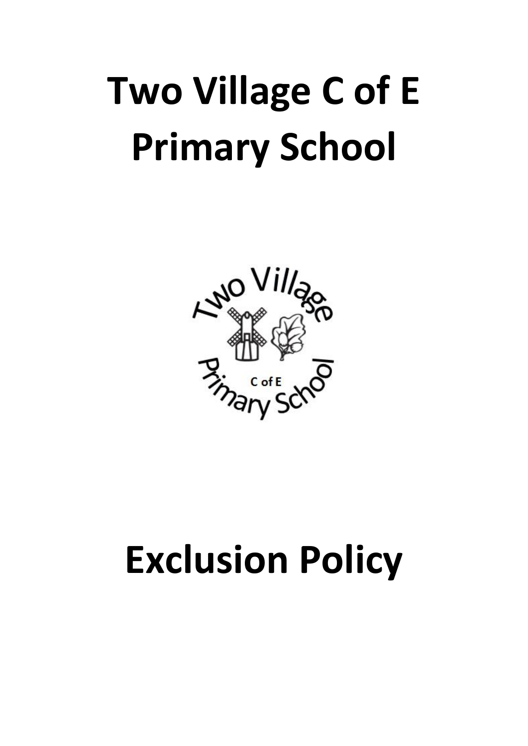# Two Village C of E Primary School

# Exclusion Policy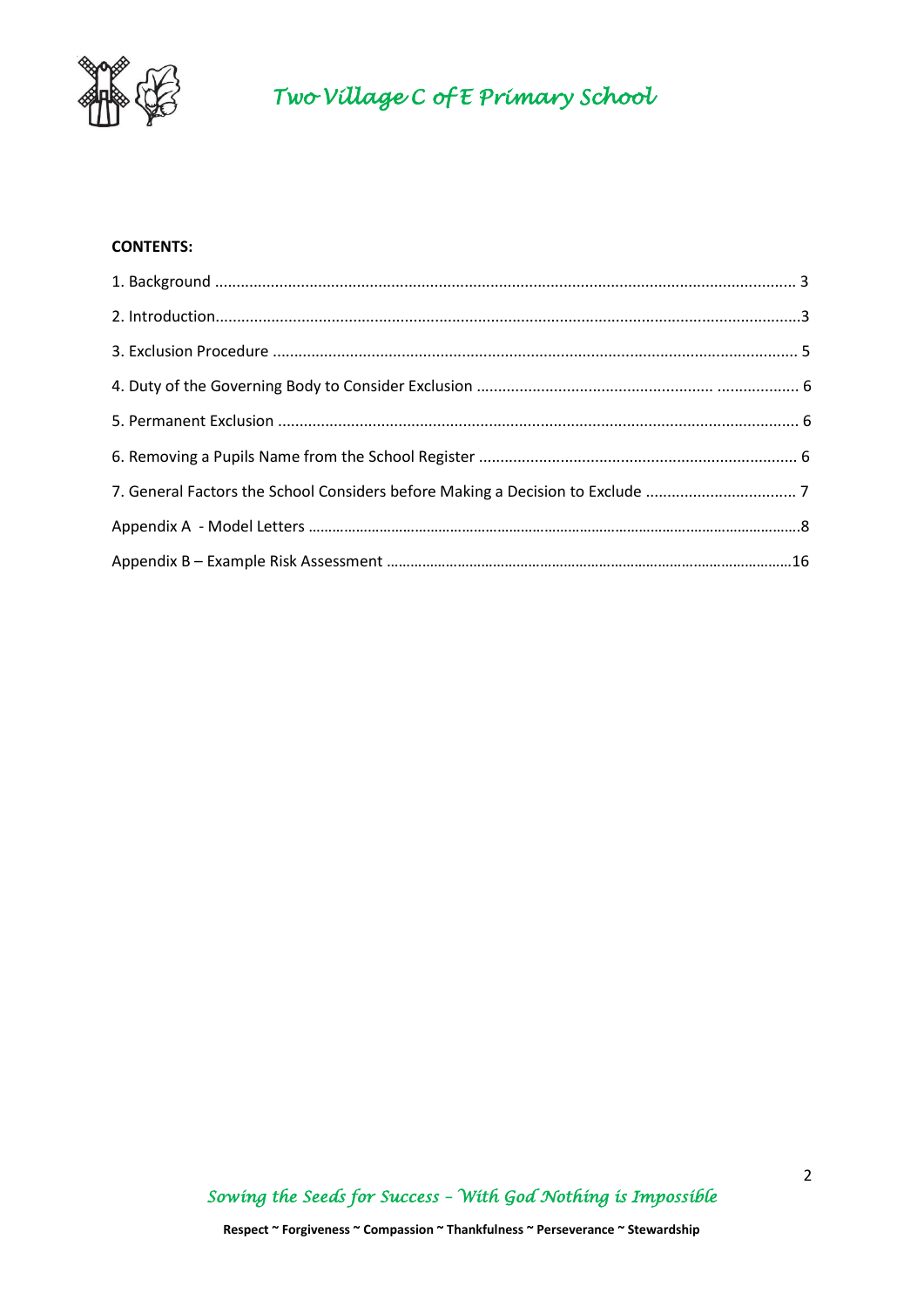**CONTENTS:**

1. Background ..................................................................................................................................... 3
2. Introduction......................................................................................................................................3
3. Exclusion Procedure ......................................................................................................................... 5
4. Duty of the Governing Body to Consider Exclusion ......................................................... .................. 6
5. Permanent Exclusion ........................................................................................................................ 6
6. Removing a Pupils Name from the School Register .......................................................................... 6
7. General Factors the School Considers before Making a Decision to Exclude ................................... 7

Appendix A - Model Letters ..........................................................................................................................8

Appendix B – Example Risk Assessment ......................................................................................................16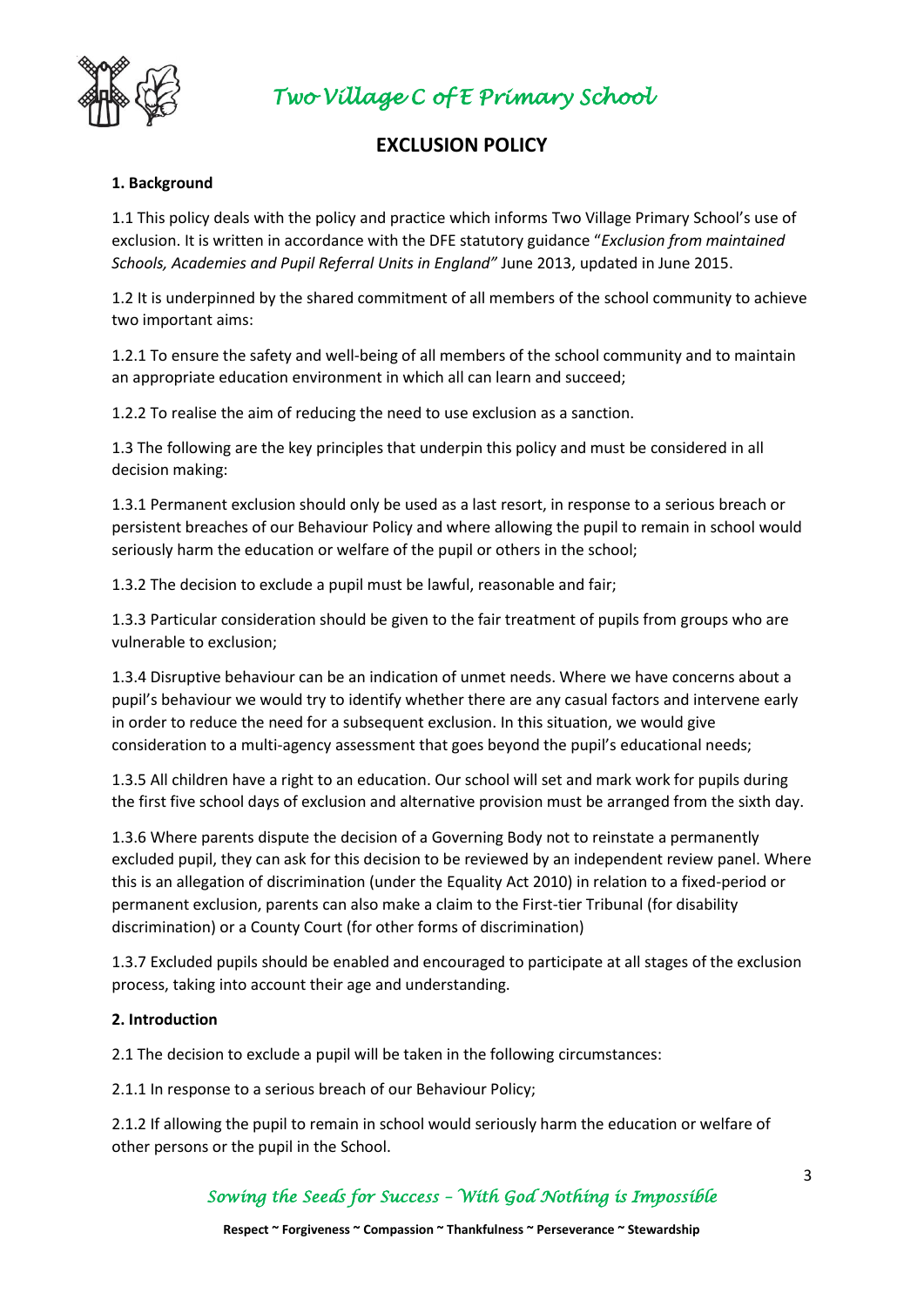# EXCLUSION POLICY

**1. Background**

1.1 This policy deals with the policy and practice which informs Two Village Primary School's use of exclusion. It is written in accordance with the DFE statutory guidance "*Exclusion from maintained Schools, Academies and Pupil Referral Units in England"* June 2013, updated in June 2015.

1.2 It is underpinned by the shared commitment of all members of the school community to achieve two important aims:

1.2.1 To ensure the safety and well-being of all members of the school community and to maintain an appropriate education environment in which all can learn and succeed;

1.2.2 To realise the aim of reducing the need to use exclusion as a sanction.

1.3 The following are the key principles that underpin this policy and must be considered in all decision making:

1.3.1 Permanent exclusion should only be used as a last resort, in response to a serious breach or persistent breaches of our Behaviour Policy and where allowing the pupil to remain in school would seriously harm the education or welfare of the pupil or others in the school;

1.3.2 The decision to exclude a pupil must be lawful, reasonable and fair;

1.3.3 Particular consideration should be given to the fair treatment of pupils from groups who are vulnerable to exclusion;

1.3.4 Disruptive behaviour can be an indication of unmet needs. Where we have concerns about a pupil's behaviour we would try to identify whether there are any casual factors and intervene early in order to reduce the need for a subsequent exclusion. In this situation, we would give consideration to a multi-agency assessment that goes beyond the pupil's educational needs;

1.3.5 All children have a right to an education. Our school will set and mark work for pupils during the first five school days of exclusion and alternative provision must be arranged from the sixth day.

1.3.6 Where parents dispute the decision of a Governing Body not to reinstate a permanently excluded pupil, they can ask for this decision to be reviewed by an independent review panel. Where this is an allegation of discrimination (under the Equality Act 2010) in relation to a fixed-period or permanent exclusion, parents can also make a claim to the First-tier Tribunal (for disability discrimination) or a County Court (for other forms of discrimination)

1.3.7 Excluded pupils should be enabled and encouraged to participate at all stages of the exclusion process, taking into account their age and understanding.

**2. Introduction**

2.1 The decision to exclude a pupil will be taken in the following circumstances:

2.1.1 In response to a serious breach of our Behaviour Policy;

2.1.2 If allowing the pupil to remain in school would seriously harm the education or welfare of other persons or the pupil in the School.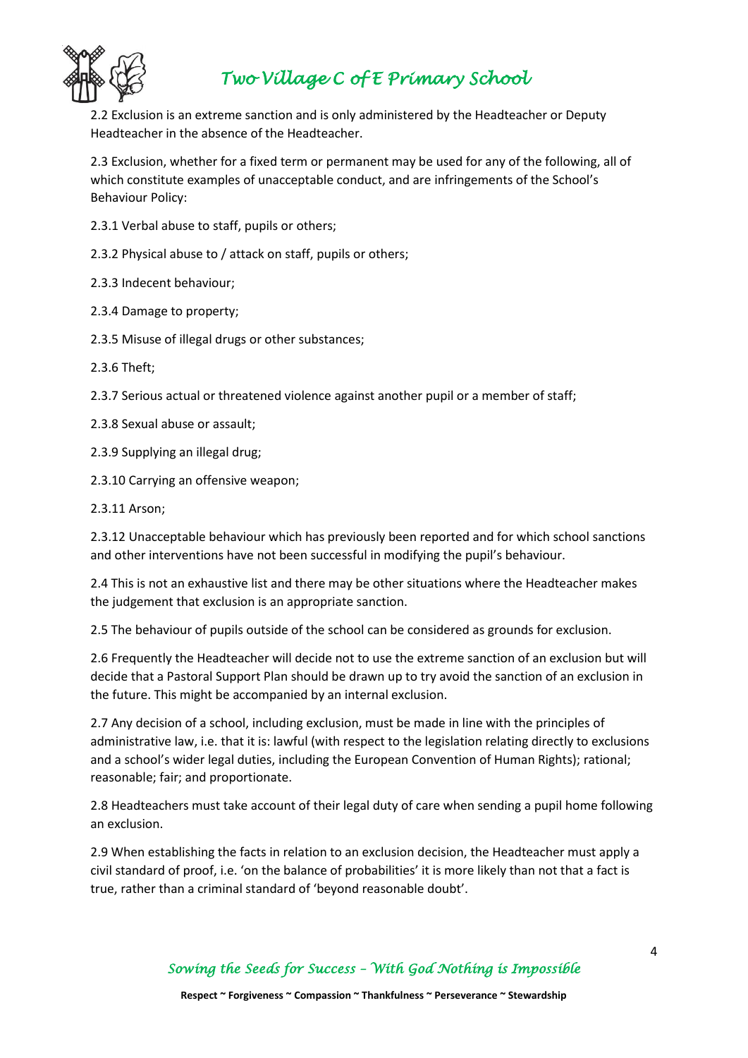2.2 Exclusion is an extreme sanction and is only administered by the Headteacher or Deputy Headteacher in the absence of the Headteacher.

2.3 Exclusion, whether for a fixed term or permanent may be used for any of the following, all of which constitute examples of unacceptable conduct, and are infringements of the School's Behaviour Policy:

2.3.1 Verbal abuse to staff, pupils or others;

2.3.2 Physical abuse to / attack on staff, pupils or others;

2.3.3 Indecent behaviour;

2.3.4 Damage to property;

2.3.5 Misuse of illegal drugs or other substances;

2.3.6 Theft;

2.3.7 Serious actual or threatened violence against another pupil or a member of staff;

2.3.8 Sexual abuse or assault;

2.3.9 Supplying an illegal drug;

2.3.10 Carrying an offensive weapon;

2.3.11 Arson;

2.3.12 Unacceptable behaviour which has previously been reported and for which school sanctions and other interventions have not been successful in modifying the pupil's behaviour.

2.4 This is not an exhaustive list and there may be other situations where the Headteacher makes the judgement that exclusion is an appropriate sanction.

2.5 The behaviour of pupils outside of the school can be considered as grounds for exclusion.

2.6 Frequently the Headteacher will decide not to use the extreme sanction of an exclusion but will decide that a Pastoral Support Plan should be drawn up to try avoid the sanction of an exclusion in the future. This might be accompanied by an internal exclusion.

2.7 Any decision of a school, including exclusion, must be made in line with the principles of administrative law, i.e. that it is: lawful (with respect to the legislation relating directly to exclusions and a school's wider legal duties, including the European Convention of Human Rights); rational; reasonable; fair; and proportionate.

2.8 Headteachers must take account of their legal duty of care when sending a pupil home following an exclusion.

2.9 When establishing the facts in relation to an exclusion decision, the Headteacher must apply a civil standard of proof, i.e. 'on the balance of probabilities' it is more likely than not that a fact is true, rather than a criminal standard of 'beyond reasonable doubt'.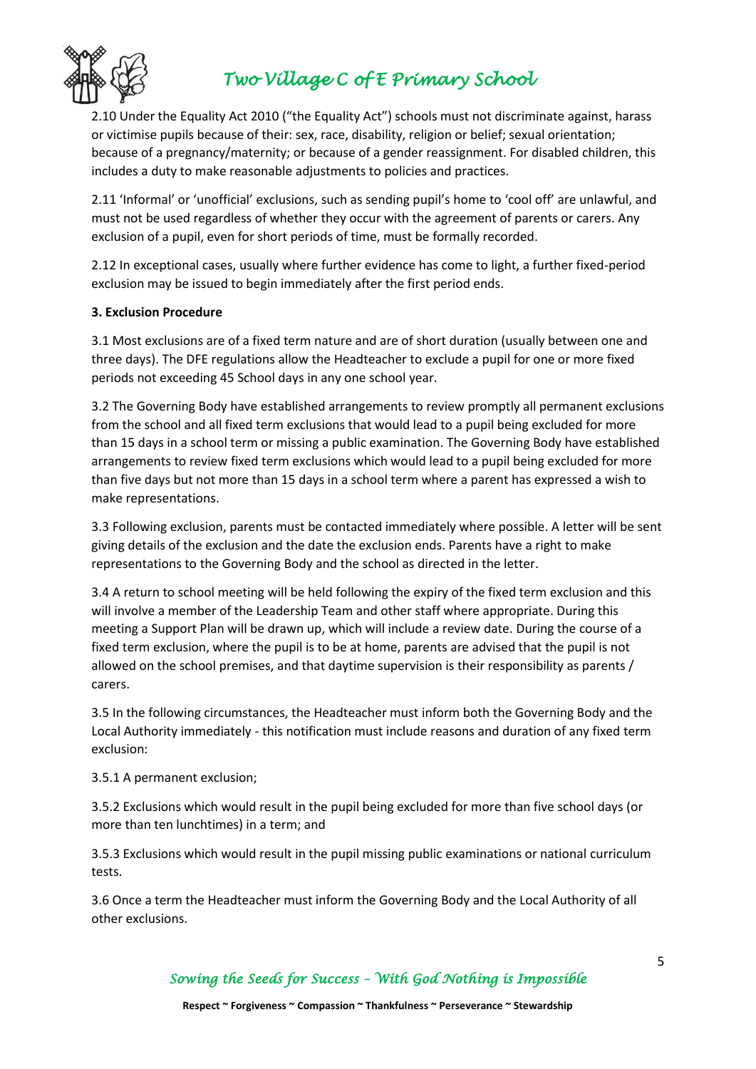2.10 Under the Equality Act 2010 ("the Equality Act") schools must not discriminate against, harass or victimise pupils because of their: sex, race, disability, religion or belief; sexual orientation; because of a pregnancy/maternity; or because of a gender reassignment. For disabled children, this includes a duty to make reasonable adjustments to policies and practices.

2.11 'Informal' or 'unofficial' exclusions, such as sending pupil's home to 'cool off' are unlawful, and must not be used regardless of whether they occur with the agreement of parents or carers. Any exclusion of a pupil, even for short periods of time, must be formally recorded.

2.12 In exceptional cases, usually where further evidence has come to light, a further fixed-period exclusion may be issued to begin immediately after the first period ends.

**3. Exclusion Procedure**

3.1 Most exclusions are of a fixed term nature and are of short duration (usually between one and three days). The DFE regulations allow the Headteacher to exclude a pupil for one or more fixed periods not exceeding 45 School days in any one school year.

3.2 The Governing Body have established arrangements to review promptly all permanent exclusions from the school and all fixed term exclusions that would lead to a pupil being excluded for more than 15 days in a school term or missing a public examination. The Governing Body have established arrangements to review fixed term exclusions which would lead to a pupil being excluded for more than five days but not more than 15 days in a school term where a parent has expressed a wish to make representations.

3.3 Following exclusion, parents must be contacted immediately where possible. A letter will be sent giving details of the exclusion and the date the exclusion ends. Parents have a right to make representations to the Governing Body and the school as directed in the letter.

3.4 A return to school meeting will be held following the expiry of the fixed term exclusion and this will involve a member of the Leadership Team and other staff where appropriate. During this meeting a Support Plan will be drawn up, which will include a review date. During the course of a fixed term exclusion, where the pupil is to be at home, parents are advised that the pupil is not allowed on the school premises, and that daytime supervision is their responsibility as parents / carers.

3.5 In the following circumstances, the Headteacher must inform both the Governing Body and the Local Authority immediately - this notification must include reasons and duration of any fixed term exclusion:

3.5.1 A permanent exclusion;

3.5.2 Exclusions which would result in the pupil being excluded for more than five school days (or more than ten lunchtimes) in a term; and

3.5.3 Exclusions which would result in the pupil missing public examinations or national curriculum tests.

3.6 Once a term the Headteacher must inform the Governing Body and the Local Authority of all other exclusions.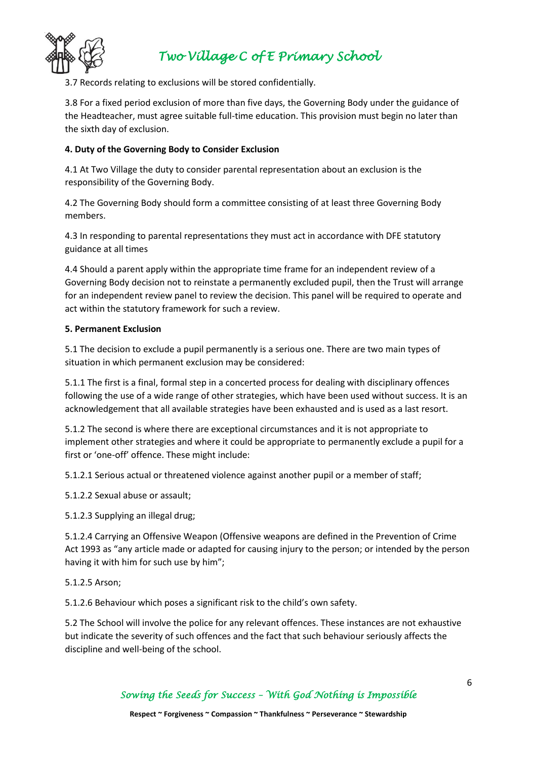3.7 Records relating to exclusions will be stored confidentially.

3.8 For a fixed period exclusion of more than five days, the Governing Body under the guidance of the Headteacher, must agree suitable full-time education. This provision must begin no later than the sixth day of exclusion.

**4. Duty of the Governing Body to Consider Exclusion**

4.1 At Two Village the duty to consider parental representation about an exclusion is the responsibility of the Governing Body.

4.2 The Governing Body should form a committee consisting of at least three Governing Body members.

4.3 In responding to parental representations they must act in accordance with DFE statutory guidance at all times

4.4 Should a parent apply within the appropriate time frame for an independent review of a Governing Body decision not to reinstate a permanently excluded pupil, then the Trust will arrange for an independent review panel to review the decision. This panel will be required to operate and act within the statutory framework for such a review.

**5. Permanent Exclusion**

5.1 The decision to exclude a pupil permanently is a serious one. There are two main types of situation in which permanent exclusion may be considered:

5.1.1 The first is a final, formal step in a concerted process for dealing with disciplinary offences following the use of a wide range of other strategies, which have been used without success. It is an acknowledgement that all available strategies have been exhausted and is used as a last resort.

5.1.2 The second is where there are exceptional circumstances and it is not appropriate to implement other strategies and where it could be appropriate to permanently exclude a pupil for a first or 'one-off' offence. These might include:

5.1.2.1 Serious actual or threatened violence against another pupil or a member of staff;

5.1.2.2 Sexual abuse or assault;

5.1.2.3 Supplying an illegal drug;

5.1.2.4 Carrying an Offensive Weapon (Offensive weapons are defined in the Prevention of Crime Act 1993 as "any article made or adapted for causing injury to the person; or intended by the person having it with him for such use by him";

5.1.2.5 Arson;

5.1.2.6 Behaviour which poses a significant risk to the child's own safety.

5.2 The School will involve the police for any relevant offences. These instances are not exhaustive but indicate the severity of such offences and the fact that such behaviour seriously affects the discipline and well-being of the school.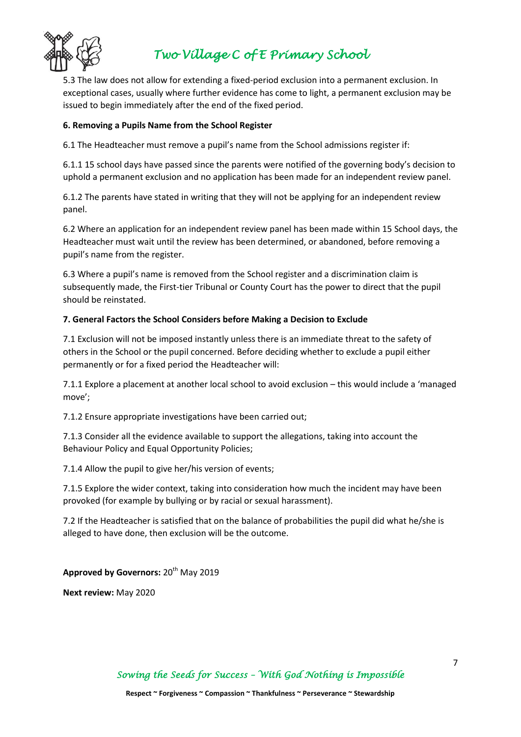5.3 The law does not allow for extending a fixed-period exclusion into a permanent exclusion. In exceptional cases, usually where further evidence has come to light, a permanent exclusion may be issued to begin immediately after the end of the fixed period.

**6. Removing a Pupils Name from the School Register**

6.1 The Headteacher must remove a pupil's name from the School admissions register if:

6.1.1 15 school days have passed since the parents were notified of the governing body's decision to uphold a permanent exclusion and no application has been made for an independent review panel.

6.1.2 The parents have stated in writing that they will not be applying for an independent review panel.

6.2 Where an application for an independent review panel has been made within 15 School days, the Headteacher must wait until the review has been determined, or abandoned, before removing a pupil's name from the register.

6.3 Where a pupil's name is removed from the School register and a discrimination claim is subsequently made, the First-tier Tribunal or County Court has the power to direct that the pupil should be reinstated.

**7. General Factors the School Considers before Making a Decision to Exclude**

7.1 Exclusion will not be imposed instantly unless there is an immediate threat to the safety of others in the School or the pupil concerned. Before deciding whether to exclude a pupil either permanently or for a fixed period the Headteacher will:

7.1.1 Explore a placement at another local school to avoid exclusion – this would include a 'managed move';

7.1.2 Ensure appropriate investigations have been carried out;

7.1.3 Consider all the evidence available to support the allegations, taking into account the Behaviour Policy and Equal Opportunity Policies;

7.1.4 Allow the pupil to give her/his version of events;

7.1.5 Explore the wider context, taking into consideration how much the incident may have been provoked (for example by bullying or by racial or sexual harassment).

7.2 If the Headteacher is satisfied that on the balance of probabilities the pupil did what he/she is alleged to have done, then exclusion will be the outcome.

**Approved by Governors:** 20th May 2019

**Next review:** May 2020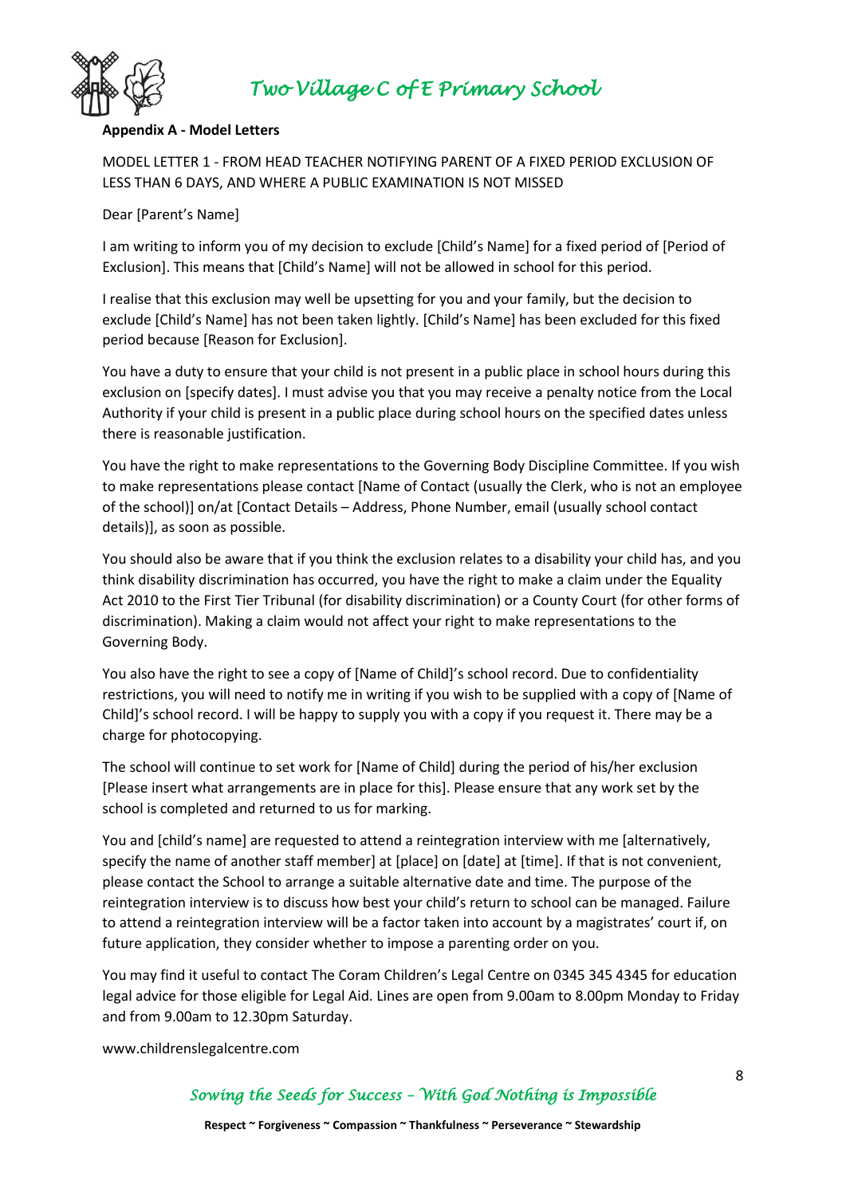**Appendix A - Model Letters**

MODEL LETTER 1 - FROM HEAD TEACHER NOTIFYING PARENT OF A FIXED PERIOD EXCLUSION OF LESS THAN 6 DAYS, AND WHERE A PUBLIC EXAMINATION IS NOT MISSED

Dear [Parent's Name]

I am writing to inform you of my decision to exclude [Child's Name] for a fixed period of [Period of Exclusion]. This means that [Child's Name] will not be allowed in school for this period.

I realise that this exclusion may well be upsetting for you and your family, but the decision to exclude [Child's Name] has not been taken lightly. [Child's Name] has been excluded for this fixed period because [Reason for Exclusion].

You have a duty to ensure that your child is not present in a public place in school hours during this exclusion on [specify dates]. I must advise you that you may receive a penalty notice from the Local Authority if your child is present in a public place during school hours on the specified dates unless there is reasonable justification.

You have the right to make representations to the Governing Body Discipline Committee. If you wish to make representations please contact [Name of Contact (usually the Clerk, who is not an employee of the school)] on/at [Contact Details – Address, Phone Number, email (usually school contact details)], as soon as possible.

You should also be aware that if you think the exclusion relates to a disability your child has, and you think disability discrimination has occurred, you have the right to make a claim under the Equality Act 2010 to the First Tier Tribunal (for disability discrimination) or a County Court (for other forms of discrimination). Making a claim would not affect your right to make representations to the Governing Body.

You also have the right to see a copy of [Name of Child]'s school record. Due to confidentiality restrictions, you will need to notify me in writing if you wish to be supplied with a copy of [Name of Child]'s school record. I will be happy to supply you with a copy if you request it. There may be a charge for photocopying.

The school will continue to set work for [Name of Child] during the period of his/her exclusion [Please insert what arrangements are in place for this]. Please ensure that any work set by the school is completed and returned to us for marking.

You and [child's name] are requested to attend a reintegration interview with me [alternatively, specify the name of another staff member] at [place] on [date] at [time]. If that is not convenient, please contact the School to arrange a suitable alternative date and time. The purpose of the reintegration interview is to discuss how best your child's return to school can be managed. Failure to attend a reintegration interview will be a factor taken into account by a magistrates' court if, on future application, they consider whether to impose a parenting order on you.

You may find it useful to contact The Coram Children's Legal Centre on 0345 345 4345 for education legal advice for those eligible for Legal Aid. Lines are open from 9.00am to 8.00pm Monday to Friday and from 9.00am to 12.30pm Saturday.

www.childrenslegalcentre.com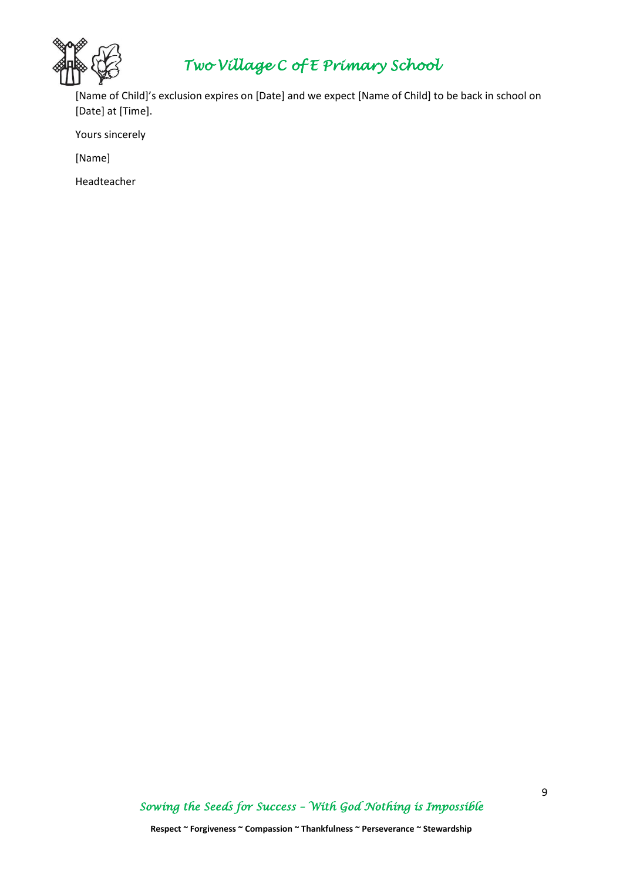[Name of Child]'s exclusion expires on [Date] and we expect [Name of Child] to be back in school on [Date] at [Time].

Yours sincerely

[Name]

Headteacher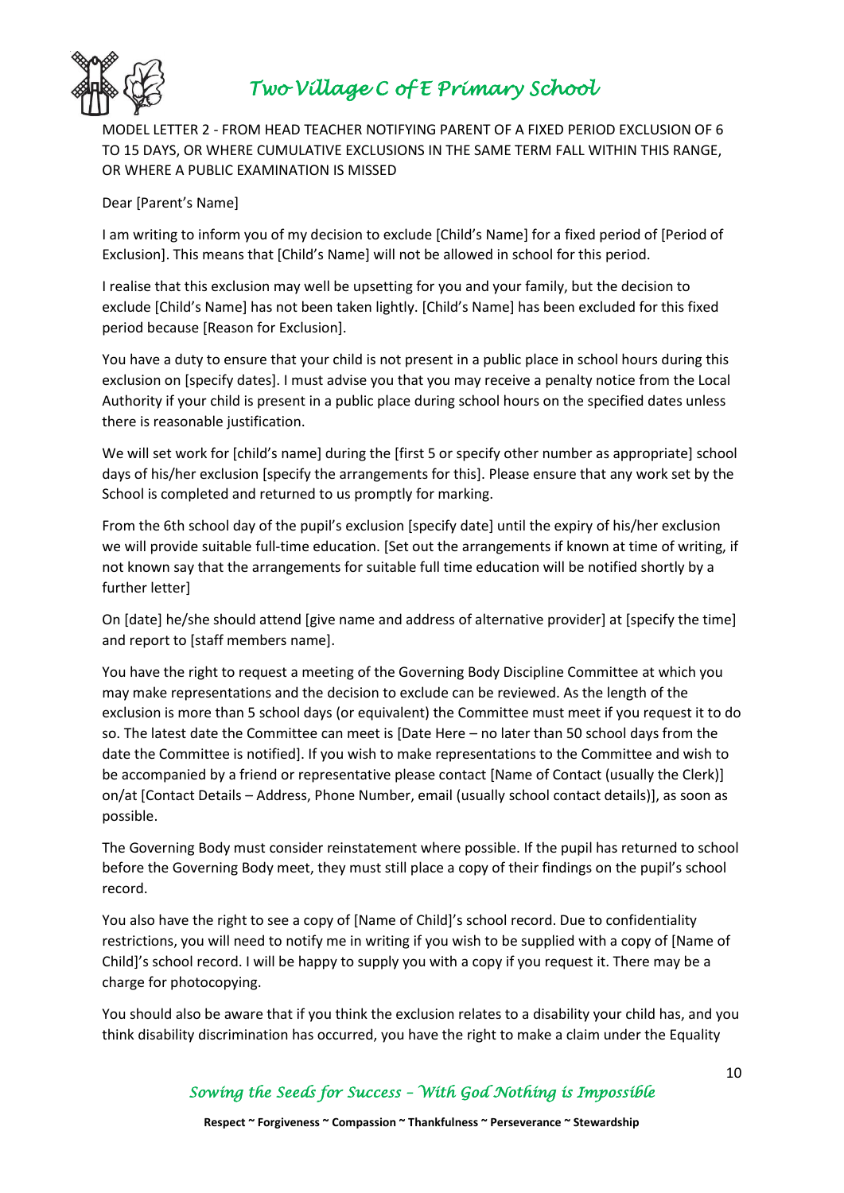MODEL LETTER 2 - FROM HEAD TEACHER NOTIFYING PARENT OF A FIXED PERIOD EXCLUSION OF 6 TO 15 DAYS, OR WHERE CUMULATIVE EXCLUSIONS IN THE SAME TERM FALL WITHIN THIS RANGE, OR WHERE A PUBLIC EXAMINATION IS MISSED

Dear [Parent's Name]

I am writing to inform you of my decision to exclude [Child's Name] for a fixed period of [Period of Exclusion]. This means that [Child's Name] will not be allowed in school for this period.

I realise that this exclusion may well be upsetting for you and your family, but the decision to exclude [Child's Name] has not been taken lightly. [Child's Name] has been excluded for this fixed period because [Reason for Exclusion].

You have a duty to ensure that your child is not present in a public place in school hours during this exclusion on [specify dates]. I must advise you that you may receive a penalty notice from the Local Authority if your child is present in a public place during school hours on the specified dates unless there is reasonable justification.

We will set work for [child's name] during the [first 5 or specify other number as appropriate] school days of his/her exclusion [specify the arrangements for this]. Please ensure that any work set by the School is completed and returned to us promptly for marking.

From the 6th school day of the pupil's exclusion [specify date] until the expiry of his/her exclusion we will provide suitable full-time education. [Set out the arrangements if known at time of writing, if not known say that the arrangements for suitable full time education will be notified shortly by a further letter]

On [date] he/she should attend [give name and address of alternative provider] at [specify the time] and report to [staff members name].

You have the right to request a meeting of the Governing Body Discipline Committee at which you may make representations and the decision to exclude can be reviewed. As the length of the exclusion is more than 5 school days (or equivalent) the Committee must meet if you request it to do so. The latest date the Committee can meet is [Date Here – no later than 50 school days from the date the Committee is notified]. If you wish to make representations to the Committee and wish to be accompanied by a friend or representative please contact [Name of Contact (usually the Clerk)] on/at [Contact Details – Address, Phone Number, email (usually school contact details)], as soon as possible.

The Governing Body must consider reinstatement where possible. If the pupil has returned to school before the Governing Body meet, they must still place a copy of their findings on the pupil's school record.

You also have the right to see a copy of [Name of Child]'s school record. Due to confidentiality restrictions, you will need to notify me in writing if you wish to be supplied with a copy of [Name of Child]'s school record. I will be happy to supply you with a copy if you request it. There may be a charge for photocopying.

You should also be aware that if you think the exclusion relates to a disability your child has, and you think disability discrimination has occurred, you have the right to make a claim under the Equality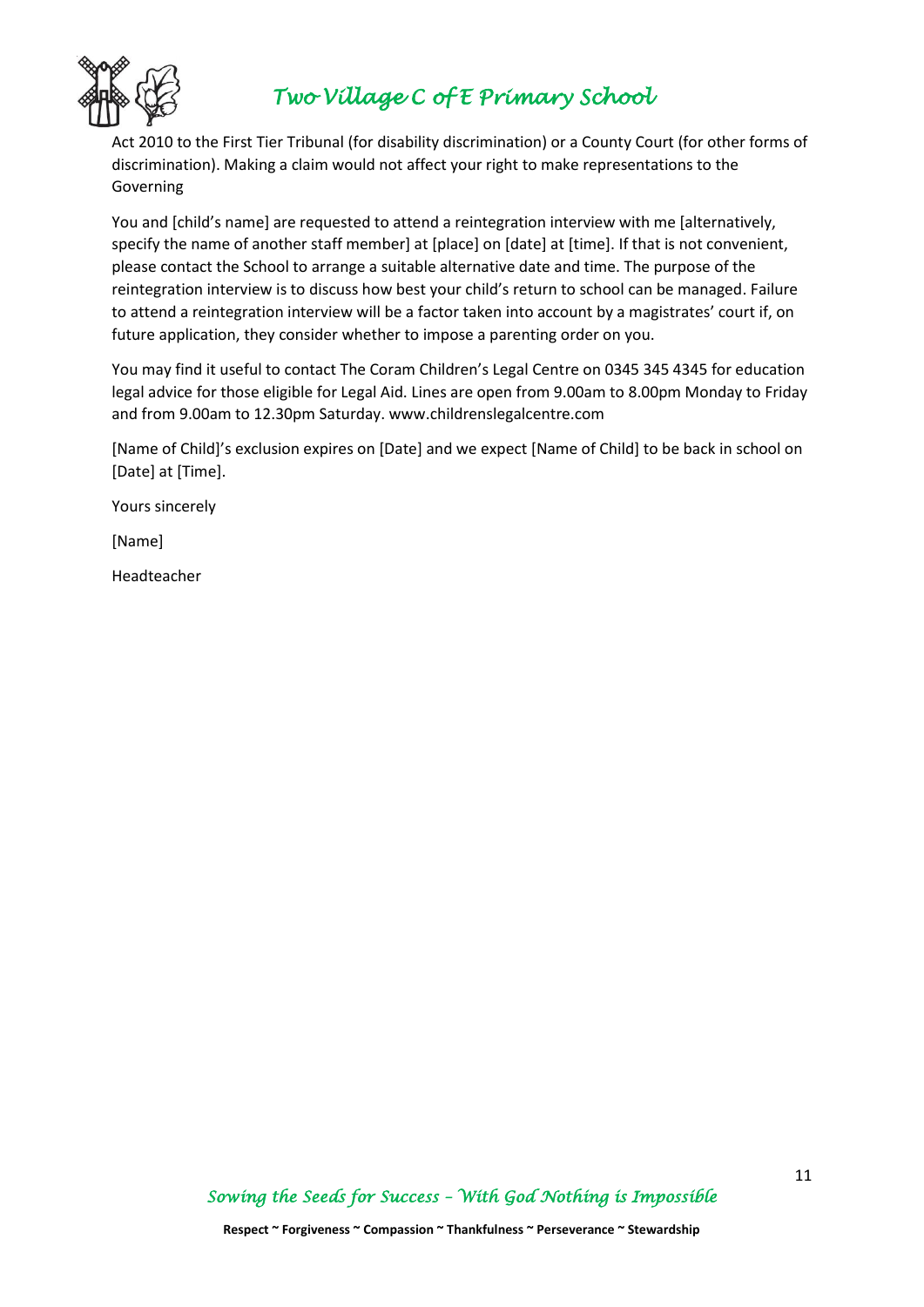Act 2010 to the First Tier Tribunal (for disability discrimination) or a County Court (for other forms of discrimination). Making a claim would not affect your right to make representations to the Governing

You and [child's name] are requested to attend a reintegration interview with me [alternatively, specify the name of another staff member] at [place] on [date] at [time]. If that is not convenient, please contact the School to arrange a suitable alternative date and time. The purpose of the reintegration interview is to discuss how best your child's return to school can be managed. Failure to attend a reintegration interview will be a factor taken into account by a magistrates' court if, on future application, they consider whether to impose a parenting order on you.

You may find it useful to contact The Coram Children's Legal Centre on 0345 345 4345 for education legal advice for those eligible for Legal Aid. Lines are open from 9.00am to 8.00pm Monday to Friday and from 9.00am to 12.30pm Saturday. www.childrenslegalcentre.com

[Name of Child]'s exclusion expires on [Date] and we expect [Name of Child] to be back in school on [Date] at [Time].

Yours sincerely

[Name]

Headteacher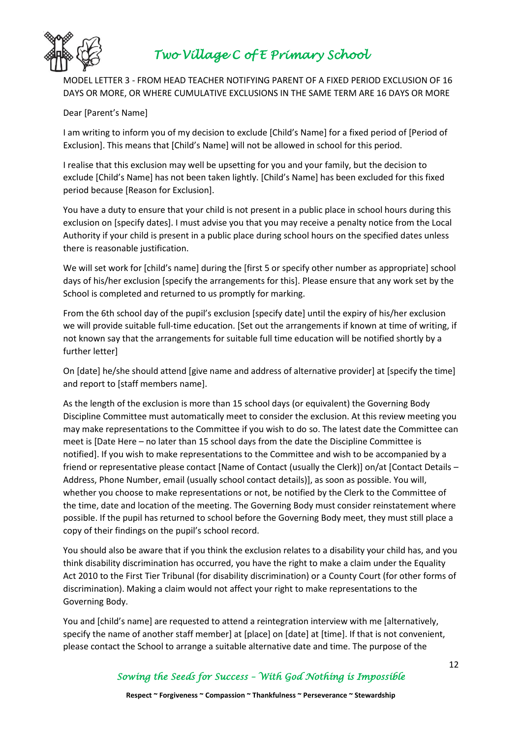MODEL LETTER 3 - FROM HEAD TEACHER NOTIFYING PARENT OF A FIXED PERIOD EXCLUSION OF 16 DAYS OR MORE, OR WHERE CUMULATIVE EXCLUSIONS IN THE SAME TERM ARE 16 DAYS OR MORE

Dear [Parent's Name]

I am writing to inform you of my decision to exclude [Child's Name] for a fixed period of [Period of Exclusion]. This means that [Child's Name] will not be allowed in school for this period.

I realise that this exclusion may well be upsetting for you and your family, but the decision to exclude [Child's Name] has not been taken lightly. [Child's Name] has been excluded for this fixed period because [Reason for Exclusion].

You have a duty to ensure that your child is not present in a public place in school hours during this exclusion on [specify dates]. I must advise you that you may receive a penalty notice from the Local Authority if your child is present in a public place during school hours on the specified dates unless there is reasonable justification.

We will set work for [child's name] during the [first 5 or specify other number as appropriate] school days of his/her exclusion [specify the arrangements for this]. Please ensure that any work set by the School is completed and returned to us promptly for marking.

From the 6th school day of the pupil's exclusion [specify date] until the expiry of his/her exclusion we will provide suitable full-time education. [Set out the arrangements if known at time of writing, if not known say that the arrangements for suitable full time education will be notified shortly by a further letter]

On [date] he/she should attend [give name and address of alternative provider] at [specify the time] and report to [staff members name].

As the length of the exclusion is more than 15 school days (or equivalent) the Governing Body Discipline Committee must automatically meet to consider the exclusion. At this review meeting you may make representations to the Committee if you wish to do so. The latest date the Committee can meet is [Date Here – no later than 15 school days from the date the Discipline Committee is notified]. If you wish to make representations to the Committee and wish to be accompanied by a friend or representative please contact [Name of Contact (usually the Clerk)] on/at [Contact Details – Address, Phone Number, email (usually school contact details)], as soon as possible. You will, whether you choose to make representations or not, be notified by the Clerk to the Committee of the time, date and location of the meeting. The Governing Body must consider reinstatement where possible. If the pupil has returned to school before the Governing Body meet, they must still place a copy of their findings on the pupil's school record.

You should also be aware that if you think the exclusion relates to a disability your child has, and you think disability discrimination has occurred, you have the right to make a claim under the Equality Act 2010 to the First Tier Tribunal (for disability discrimination) or a County Court (for other forms of discrimination). Making a claim would not affect your right to make representations to the Governing Body.

You and [child's name] are requested to attend a reintegration interview with me [alternatively, specify the name of another staff member] at [place] on [date] at [time]. If that is not convenient, please contact the School to arrange a suitable alternative date and time. The purpose of the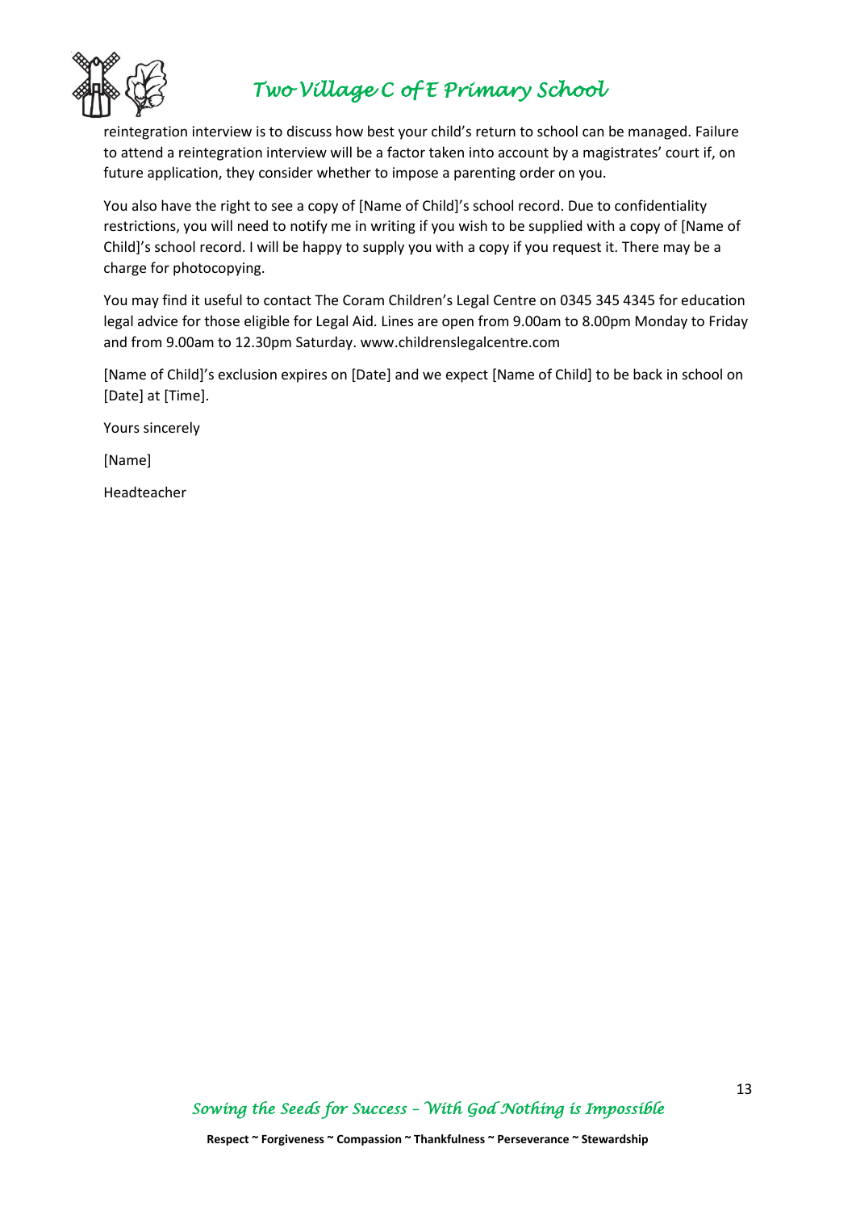reintegration interview is to discuss how best your child's return to school can be managed. Failure to attend a reintegration interview will be a factor taken into account by a magistrates' court if, on future application, they consider whether to impose a parenting order on you.

You also have the right to see a copy of [Name of Child]'s school record. Due to confidentiality restrictions, you will need to notify me in writing if you wish to be supplied with a copy of [Name of Child]'s school record. I will be happy to supply you with a copy if you request it. There may be a charge for photocopying.

You may find it useful to contact The Coram Children's Legal Centre on 0345 345 4345 for education legal advice for those eligible for Legal Aid. Lines are open from 9.00am to 8.00pm Monday to Friday and from 9.00am to 12.30pm Saturday. www.childrenslegalcentre.com

[Name of Child]'s exclusion expires on [Date] and we expect [Name of Child] to be back in school on [Date] at [Time].

Yours sincerely

[Name]

Headteacher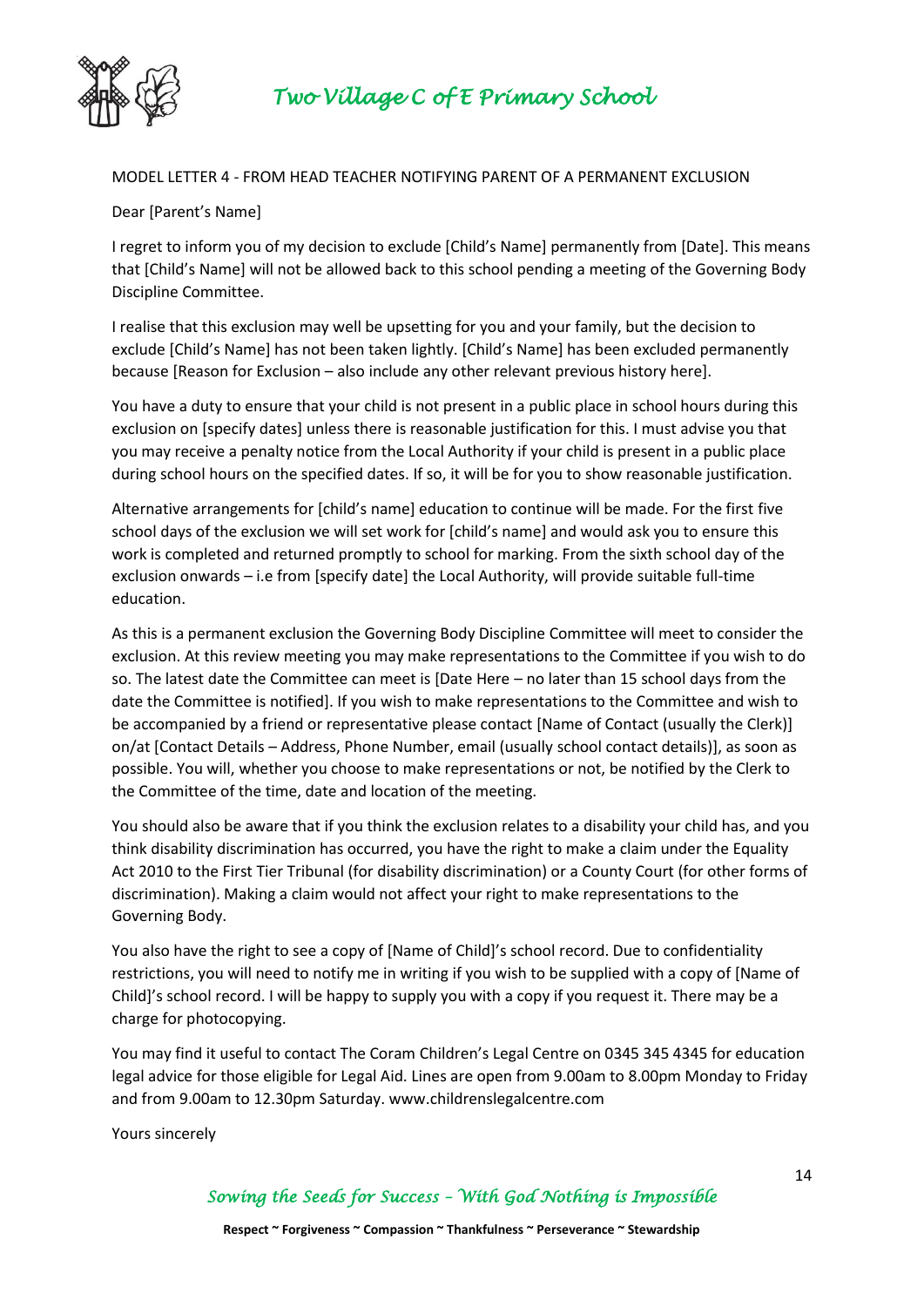MODEL LETTER 4 - FROM HEAD TEACHER NOTIFYING PARENT OF A PERMANENT EXCLUSION

Dear [Parent's Name]

I regret to inform you of my decision to exclude [Child's Name] permanently from [Date]. This means that [Child's Name] will not be allowed back to this school pending a meeting of the Governing Body Discipline Committee.

I realise that this exclusion may well be upsetting for you and your family, but the decision to exclude [Child's Name] has not been taken lightly. [Child's Name] has been excluded permanently because [Reason for Exclusion – also include any other relevant previous history here].

You have a duty to ensure that your child is not present in a public place in school hours during this exclusion on [specify dates] unless there is reasonable justification for this. I must advise you that you may receive a penalty notice from the Local Authority if your child is present in a public place during school hours on the specified dates. If so, it will be for you to show reasonable justification.

Alternative arrangements for [child's name] education to continue will be made. For the first five school days of the exclusion we will set work for [child's name] and would ask you to ensure this work is completed and returned promptly to school for marking. From the sixth school day of the exclusion onwards – i.e from [specify date] the Local Authority, will provide suitable full-time education.

As this is a permanent exclusion the Governing Body Discipline Committee will meet to consider the exclusion. At this review meeting you may make representations to the Committee if you wish to do so. The latest date the Committee can meet is [Date Here – no later than 15 school days from the date the Committee is notified]. If you wish to make representations to the Committee and wish to be accompanied by a friend or representative please contact [Name of Contact (usually the Clerk)] on/at [Contact Details – Address, Phone Number, email (usually school contact details)], as soon as possible. You will, whether you choose to make representations or not, be notified by the Clerk to the Committee of the time, date and location of the meeting.

You should also be aware that if you think the exclusion relates to a disability your child has, and you think disability discrimination has occurred, you have the right to make a claim under the Equality Act 2010 to the First Tier Tribunal (for disability discrimination) or a County Court (for other forms of discrimination). Making a claim would not affect your right to make representations to the Governing Body.

You also have the right to see a copy of [Name of Child]'s school record. Due to confidentiality restrictions, you will need to notify me in writing if you wish to be supplied with a copy of [Name of Child]'s school record. I will be happy to supply you with a copy if you request it. There may be a charge for photocopying.

You may find it useful to contact The Coram Children's Legal Centre on 0345 345 4345 for education legal advice for those eligible for Legal Aid. Lines are open from 9.00am to 8.00pm Monday to Friday and from 9.00am to 12.30pm Saturday. www.childrenslegalcentre.com

Yours sincerely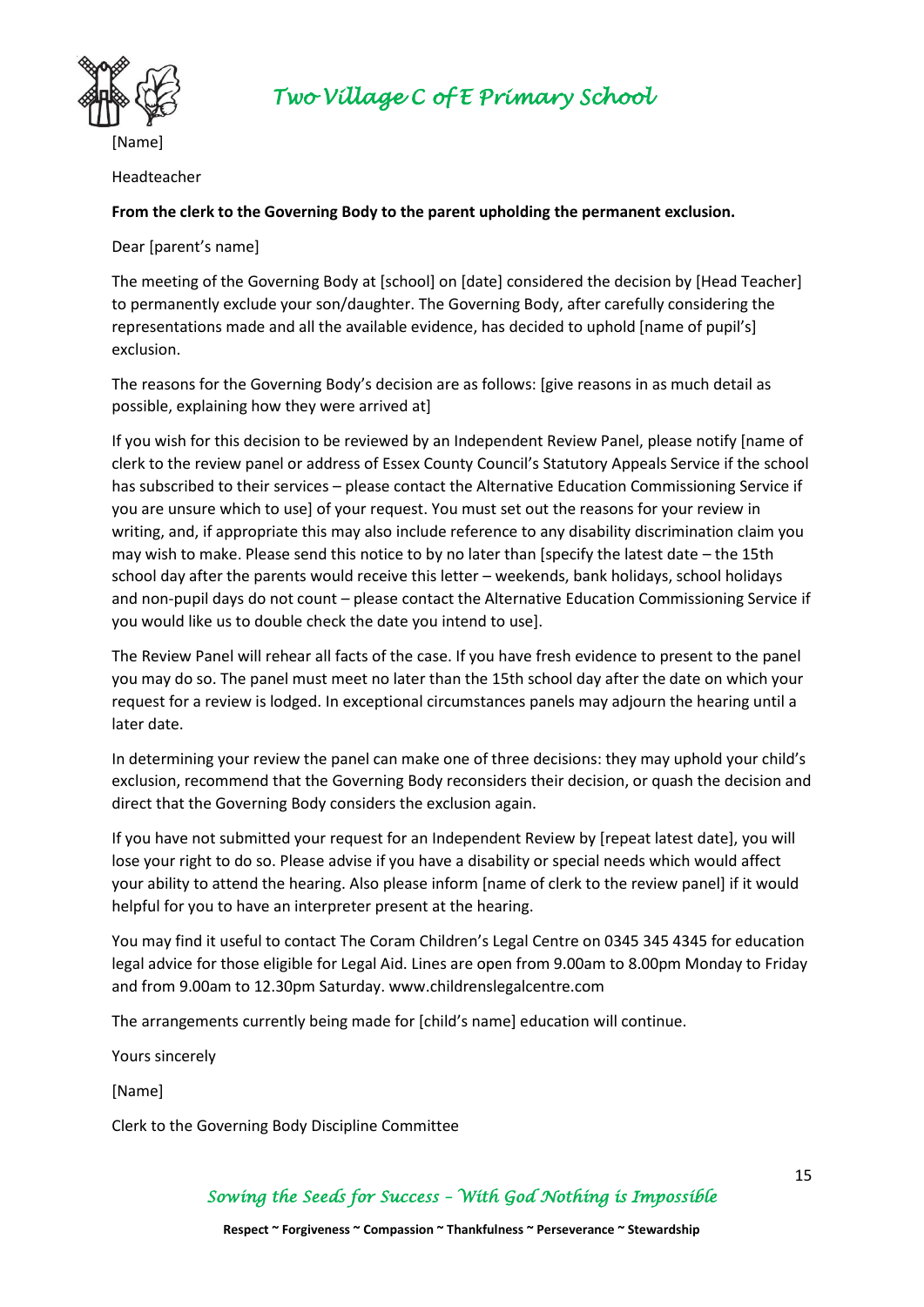[Name]

Headteacher

**From the clerk to the Governing Body to the parent upholding the permanent exclusion.**

Dear [parent's name]

The meeting of the Governing Body at [school] on [date] considered the decision by [Head Teacher] to permanently exclude your son/daughter. The Governing Body, after carefully considering the representations made and all the available evidence, has decided to uphold [name of pupil's] exclusion.

The reasons for the Governing Body's decision are as follows: [give reasons in as much detail as possible, explaining how they were arrived at]

If you wish for this decision to be reviewed by an Independent Review Panel, please notify [name of clerk to the review panel or address of Essex County Council's Statutory Appeals Service if the school has subscribed to their services – please contact the Alternative Education Commissioning Service if you are unsure which to use] of your request. You must set out the reasons for your review in writing, and, if appropriate this may also include reference to any disability discrimination claim you may wish to make. Please send this notice to by no later than [specify the latest date – the 15th school day after the parents would receive this letter – weekends, bank holidays, school holidays and non-pupil days do not count – please contact the Alternative Education Commissioning Service if you would like us to double check the date you intend to use].

The Review Panel will rehear all facts of the case. If you have fresh evidence to present to the panel you may do so. The panel must meet no later than the 15th school day after the date on which your request for a review is lodged. In exceptional circumstances panels may adjourn the hearing until a later date.

In determining your review the panel can make one of three decisions: they may uphold your child's exclusion, recommend that the Governing Body reconsiders their decision, or quash the decision and direct that the Governing Body considers the exclusion again.

If you have not submitted your request for an Independent Review by [repeat latest date], you will lose your right to do so. Please advise if you have a disability or special needs which would affect your ability to attend the hearing. Also please inform [name of clerk to the review panel] if it would helpful for you to have an interpreter present at the hearing.

You may find it useful to contact The Coram Children's Legal Centre on 0345 345 4345 for education legal advice for those eligible for Legal Aid. Lines are open from 9.00am to 8.00pm Monday to Friday and from 9.00am to 12.30pm Saturday. www.childrenslegalcentre.com

The arrangements currently being made for [child's name] education will continue.

Yours sincerely

[Name]

Clerk to the Governing Body Discipline Committee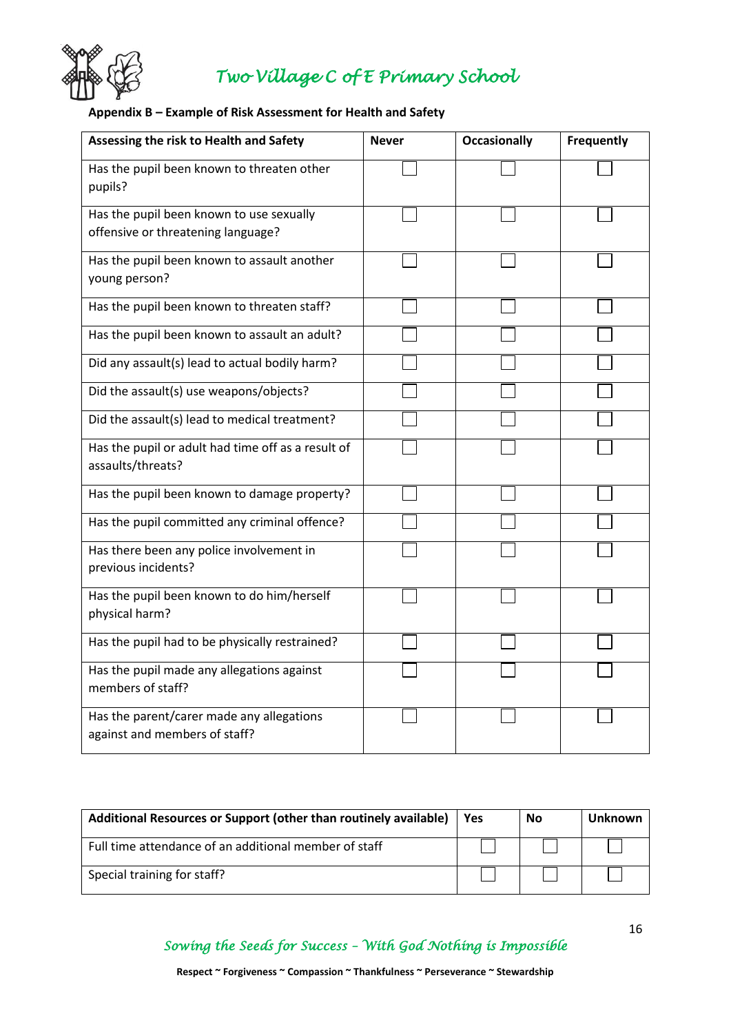**Appendix B – Example of Risk Assessment for Health and Safety**

| Assessing the risk to Health and Safety | Never | Occasionally | Frequently |
|---|---|---|---|
| Has the pupil been known to threaten other pupils? | ☐ | ☐ | ☐ |
| Has the pupil been known to use sexually offensive or threatening language? | ☐ | ☐ | ☐ |
| Has the pupil been known to assault another young person? | ☐ | ☐ | ☐ |
| Has the pupil been known to threaten staff? | ☐ | ☐ | ☐ |
| Has the pupil been known to assault an adult? | ☐ | ☐ | ☐ |
| Did any assault(s) lead to actual bodily harm? | ☐ | ☐ | ☐ |
| Did the assault(s) use weapons/objects? | ☐ | ☐ | ☐ |
| Did the assault(s) lead to medical treatment? | ☐ | ☐ | ☐ |
| Has the pupil or adult had time off as a result of assaults/threats? | ☐ | ☐ | ☐ |
| Has the pupil been known to damage property? | ☐ | ☐ | ☐ |
| Has the pupil committed any criminal offence? | ☐ | ☐ | ☐ |
| Has there been any police involvement in previous incidents? | ☐ | ☐ | ☐ |
| Has the pupil been known to do him/herself physical harm? | ☐ | ☐ | ☐ |
| Has the pupil had to be physically restrained? | ☐ | ☐ | ☐ |
| Has the pupil made any allegations against members of staff? | ☐ | ☐ | ☐ |
| Has the parent/carer made any allegations against and members of staff? | ☐ | ☐ | ☐ |

| Additional Resources or Support (other than routinely available) | Yes | No | Unknown |
|---|---|---|---|
| Full time attendance of an additional member of staff | ☐ | ☐ | ☐ |
| Special training for staff? | ☐ | ☐ | ☐ |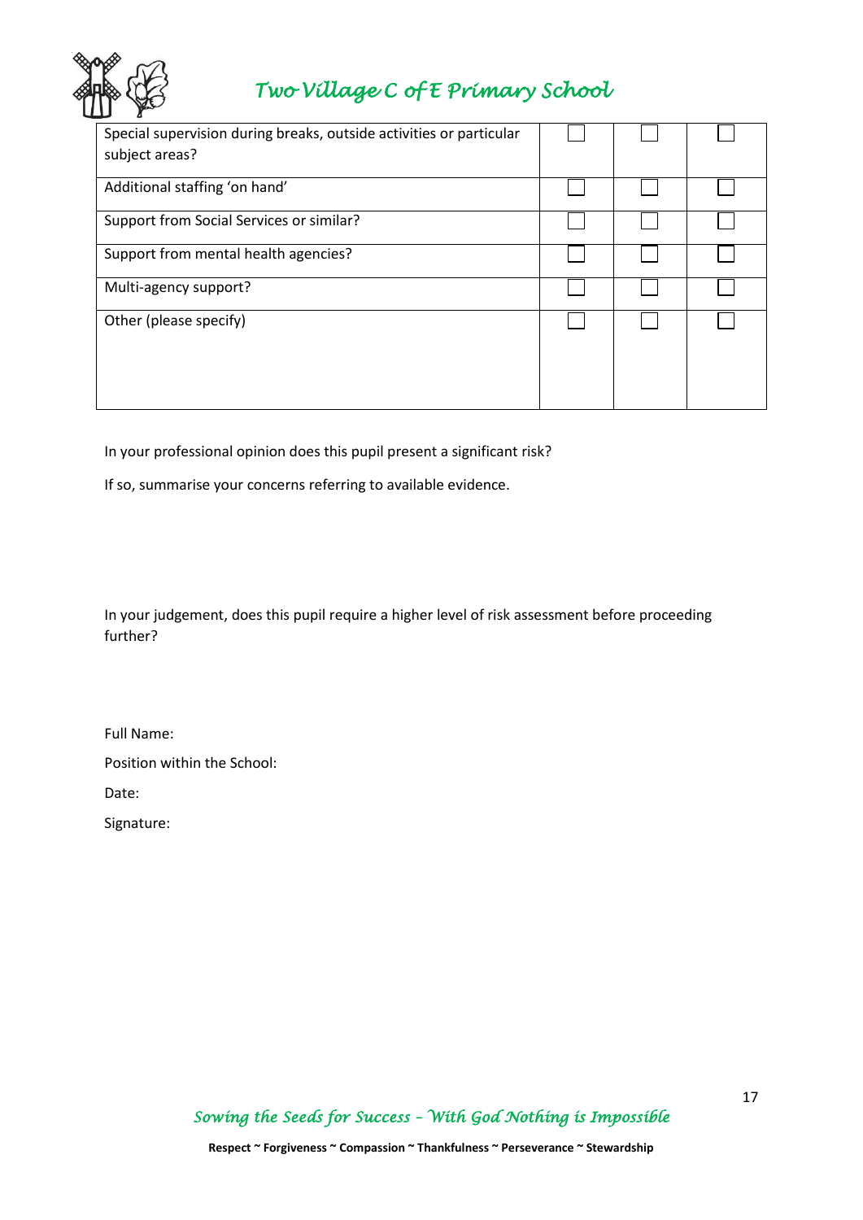| | | | |
|---|---|---|---|
| Special supervision during breaks, outside activities or particular subject areas? | ☐ | ☐ | ☐ |
| Additional staffing 'on hand' | ☐ | ☐ | ☐ |
| Support from Social Services or similar? | ☐ | ☐ | ☐ |
| Support from mental health agencies? | ☐ | ☐ | ☐ |
| Multi-agency support? | ☐ | ☐ | ☐ |
| Other (please specify) | ☐ | ☐ | ☐ |

In your professional opinion does this pupil present a significant risk?

If so, summarise your concerns referring to available evidence.

In your judgement, does this pupil require a higher level of risk assessment before proceeding further?

Full Name:

Position within the School:

Date:

Signature: